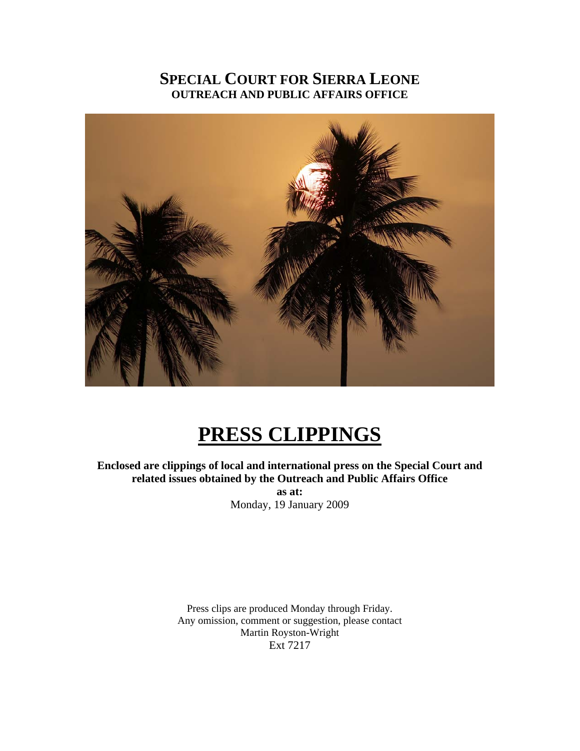# SPECIAL COURT FOR SIERRA LEONE
## OUTREACH AND PUBLIC AFFAIRS OFFICE

# PRESS CLIPPINGS

**Enclosed are clippings of local and international press on the Special Court and related issues obtained by the Outreach and Public Affairs Office**

**as at:**

Monday, 19 January 2009

Press clips are produced Monday through Friday.
Any omission, comment or suggestion, please contact
Martin Royston-Wright
Ext 7217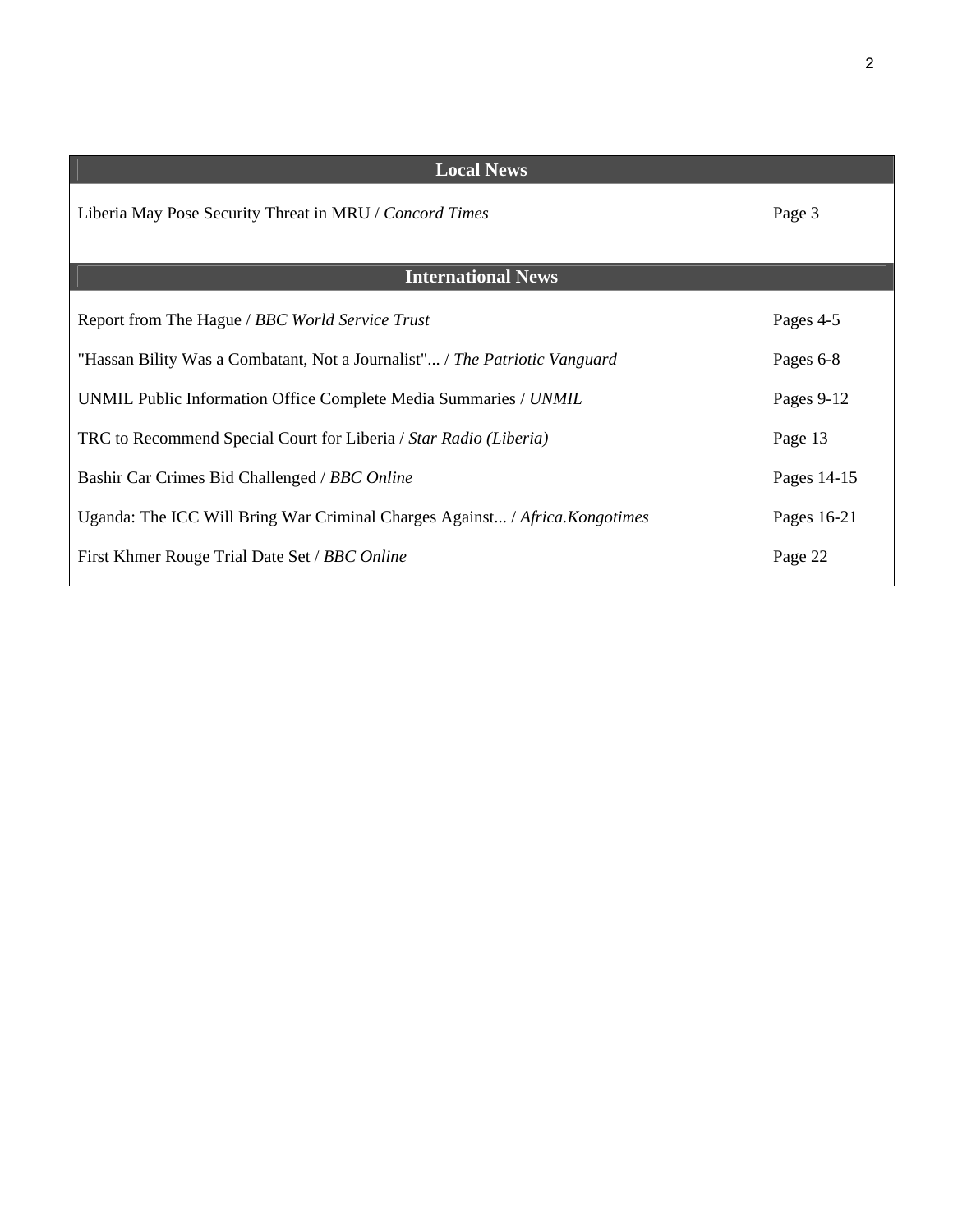| Local News | |
|---|---|
| Liberia May Pose Security Threat in MRU / *Concord Times* | Page 3 |

| International News | |
|---|---|
| Report from The Hague / *BBC World Service Trust* | Pages 4-5 |
| "Hassan Bility Was a Combatant, Not a Journalist"... / *The Patriotic Vanguard* | Pages 6-8 |
| UNMIL Public Information Office Complete Media Summaries / *UNMIL* | Pages 9-12 |
| TRC to Recommend Special Court for Liberia / *Star Radio (Liberia)* | Page 13 |
| Bashir Car Crimes Bid Challenged / *BBC Online* | Pages 14-15 |
| Uganda: The ICC Will Bring War Criminal Charges Against... / *Africa.Kongotimes* | Pages 16-21 |
| First Khmer Rouge Trial Date Set / *BBC Online* | Page 22 |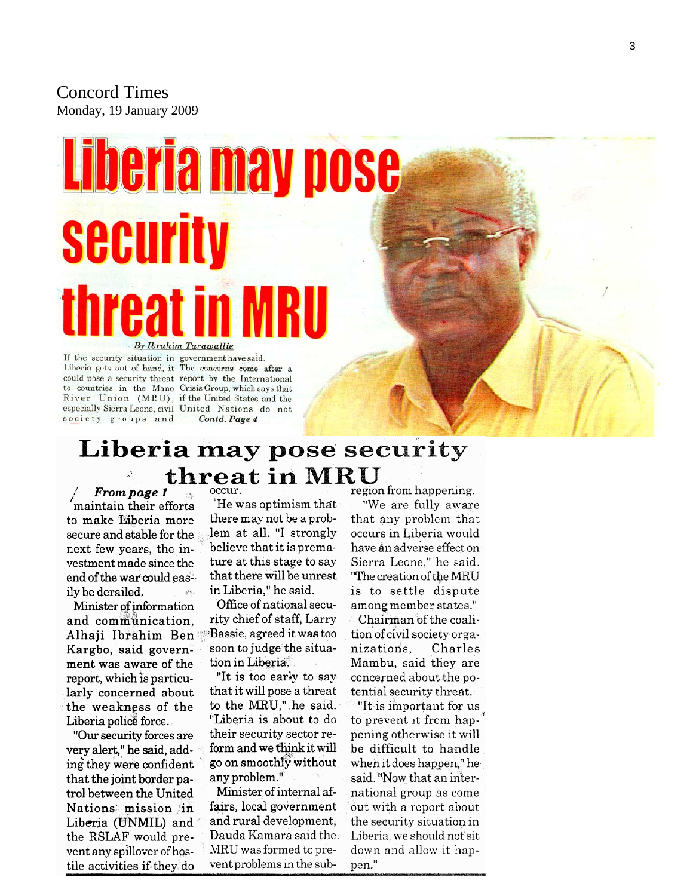Concord Times
Monday, 19 January 2009

# Liberia may pose security threat in MRU

*By Ibrahim Tarawallie*

If the security situation in Liberia gets out of hand, it could pose a security threat to countries in the Mano River Union (MRU), especially Sierra Leone, civil society groups and government have said.

The concerns come after a report by the International Crisis Group, which says that if the United States and the United Nations do not

*Contd. Page 4*

## Liberia may pose security threat in MRU

***From page 1***

maintain their efforts to make Liberia more secure and stable for the next few years, the investment made since the end of the war could easily be derailed.

Minister of information and communication, Alhaji Ibrahim Ben Kargbo, said government was aware of the report, which is particularly concerned about the weakness of the Liberia police force.

"Our security forces are very alert," he said, adding they were confident that the joint border patrol between the United Nations mission in Liberia (UNMIL) and the RSLAF would prevent any spillover of hostile activities if they do occur.

He was optimism that there may not be a problem at all. "I strongly believe that it is premature at this stage to say that there will be unrest in Liberia," he said.

Office of national security chief of staff, Larry Bassie, agreed it was too soon to judge the situation in Liberia.

"It is too early to say that it will pose a threat to the MRU," he said. "Liberia is about to do their security sector reform and we think it will go on smoothly without any problem."

Minister of internal affairs, local government and rural development, Dauda Kamara said the MRU was formed to prevent problems in the sub-region from happening.

"We are fully aware that any problem that occurs in Liberia would have an adverse effect on Sierra Leone," he said. "The creation of the MRU is to settle dispute among member states."

Chairman of the coalition of civil society organizations, Charles Mambu, said they are concerned about the potential security threat.

"It is important for us to prevent it from happening otherwise it will be difficult to handle when it does happen," he said. "Now that an international group as come out with a report about the security situation in Liberia, we should not sit down and allow it happen."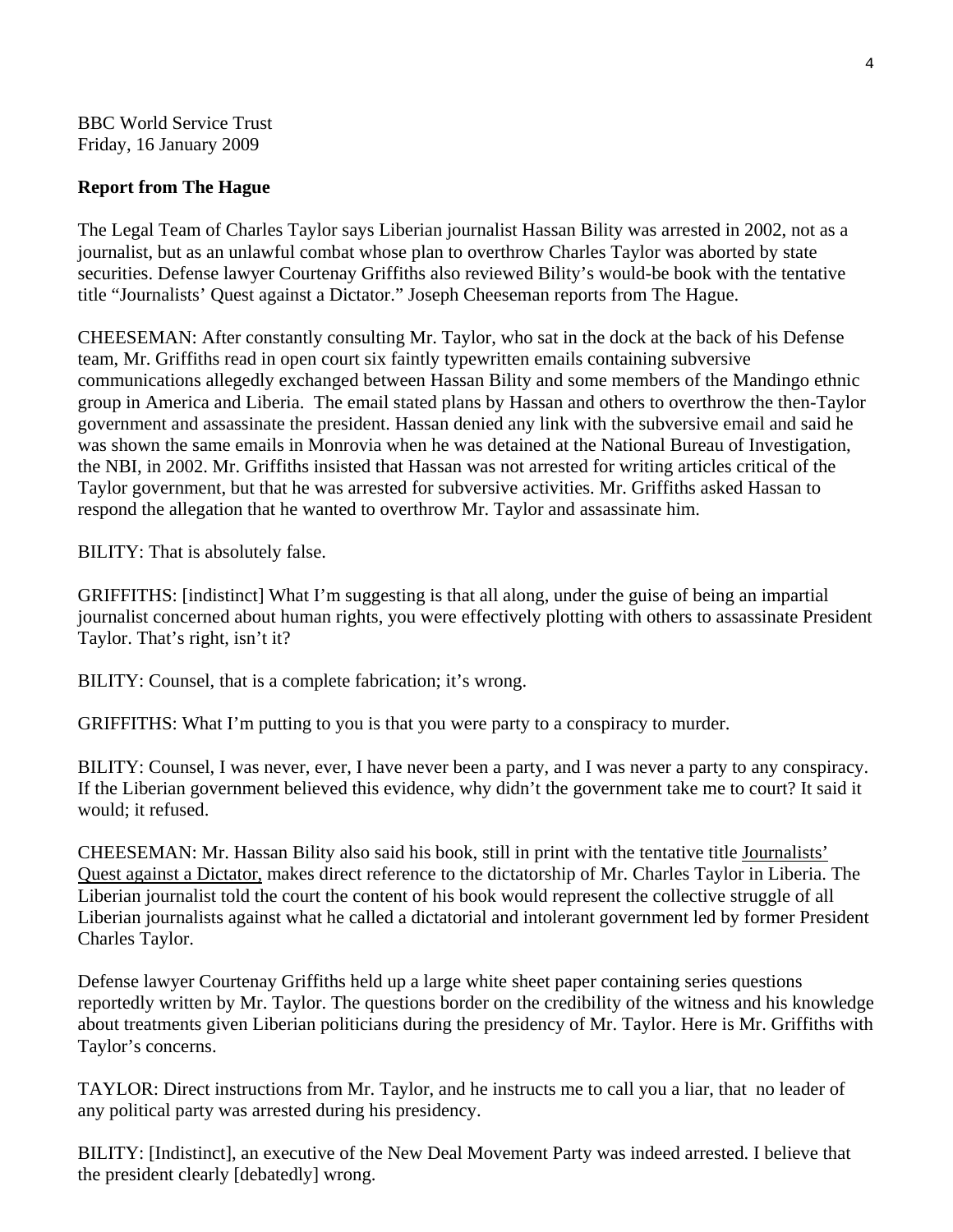BBC World Service Trust
Friday, 16 January 2009

**Report from The Hague**

The Legal Team of Charles Taylor says Liberian journalist Hassan Bility was arrested in 2002, not as a journalist, but as an unlawful combat whose plan to overthrow Charles Taylor was aborted by state securities. Defense lawyer Courtenay Griffiths also reviewed Bility's would-be book with the tentative title "Journalists' Quest against a Dictator." Joseph Cheeseman reports from The Hague.

CHEESEMAN: After constantly consulting Mr. Taylor, who sat in the dock at the back of his Defense team, Mr. Griffiths read in open court six faintly typewritten emails containing subversive communications allegedly exchanged between Hassan Bility and some members of the Mandingo ethnic group in America and Liberia. The email stated plans by Hassan and others to overthrow the then-Taylor government and assassinate the president. Hassan denied any link with the subversive email and said he was shown the same emails in Monrovia when he was detained at the National Bureau of Investigation, the NBI, in 2002. Mr. Griffiths insisted that Hassan was not arrested for writing articles critical of the Taylor government, but that he was arrested for subversive activities. Mr. Griffiths asked Hassan to respond the allegation that he wanted to overthrow Mr. Taylor and assassinate him.

BILITY: That is absolutely false.

GRIFFITHS: [indistinct] What I'm suggesting is that all along, under the guise of being an impartial journalist concerned about human rights, you were effectively plotting with others to assassinate President Taylor. That's right, isn't it?

BILITY: Counsel, that is a complete fabrication; it's wrong.

GRIFFITHS: What I'm putting to you is that you were party to a conspiracy to murder.

BILITY: Counsel, I was never, ever, I have never been a party, and I was never a party to any conspiracy. If the Liberian government believed this evidence, why didn't the government take me to court? It said it would; it refused.

CHEESEMAN: Mr. Hassan Bility also said his book, still in print with the tentative title Journalists' Quest against a Dictator, makes direct reference to the dictatorship of Mr. Charles Taylor in Liberia. The Liberian journalist told the court the content of his book would represent the collective struggle of all Liberian journalists against what he called a dictatorial and intolerant government led by former President Charles Taylor.

Defense lawyer Courtenay Griffiths held up a large white sheet paper containing series questions reportedly written by Mr. Taylor. The questions border on the credibility of the witness and his knowledge about treatments given Liberian politicians during the presidency of Mr. Taylor. Here is Mr. Griffiths with Taylor's concerns.

TAYLOR: Direct instructions from Mr. Taylor, and he instructs me to call you a liar, that no leader of any political party was arrested during his presidency.

BILITY: [Indistinct], an executive of the New Deal Movement Party was indeed arrested. I believe that the president clearly [debatedly] wrong.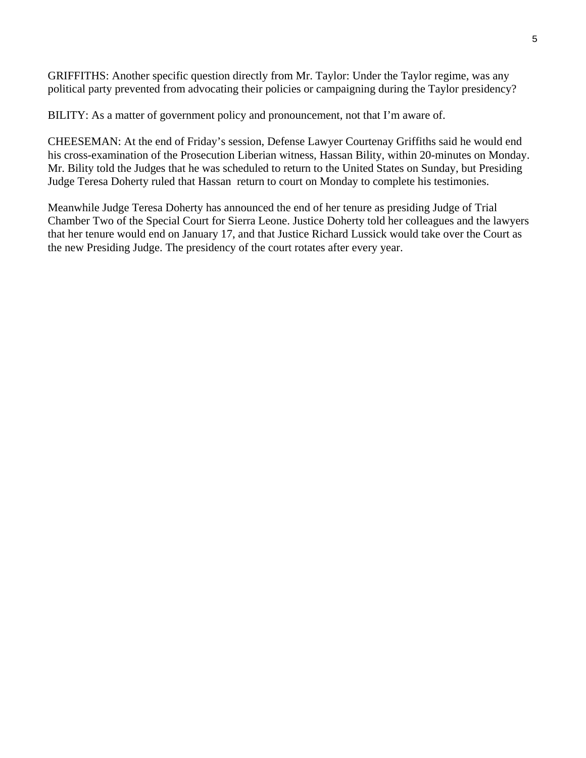GRIFFITHS: Another specific question directly from Mr. Taylor: Under the Taylor regime, was any political party prevented from advocating their policies or campaigning during the Taylor presidency?

BILITY: As a matter of government policy and pronouncement, not that I'm aware of.

CHEESEMAN: At the end of Friday's session, Defense Lawyer Courtenay Griffiths said he would end his cross-examination of the Prosecution Liberian witness, Hassan Bility, within 20-minutes on Monday. Mr. Bility told the Judges that he was scheduled to return to the United States on Sunday, but Presiding Judge Teresa Doherty ruled that Hassan return to court on Monday to complete his testimonies.

Meanwhile Judge Teresa Doherty has announced the end of her tenure as presiding Judge of Trial Chamber Two of the Special Court for Sierra Leone. Justice Doherty told her colleagues and the lawyers that her tenure would end on January 17, and that Justice Richard Lussick would take over the Court as the new Presiding Judge. The presidency of the court rotates after every year.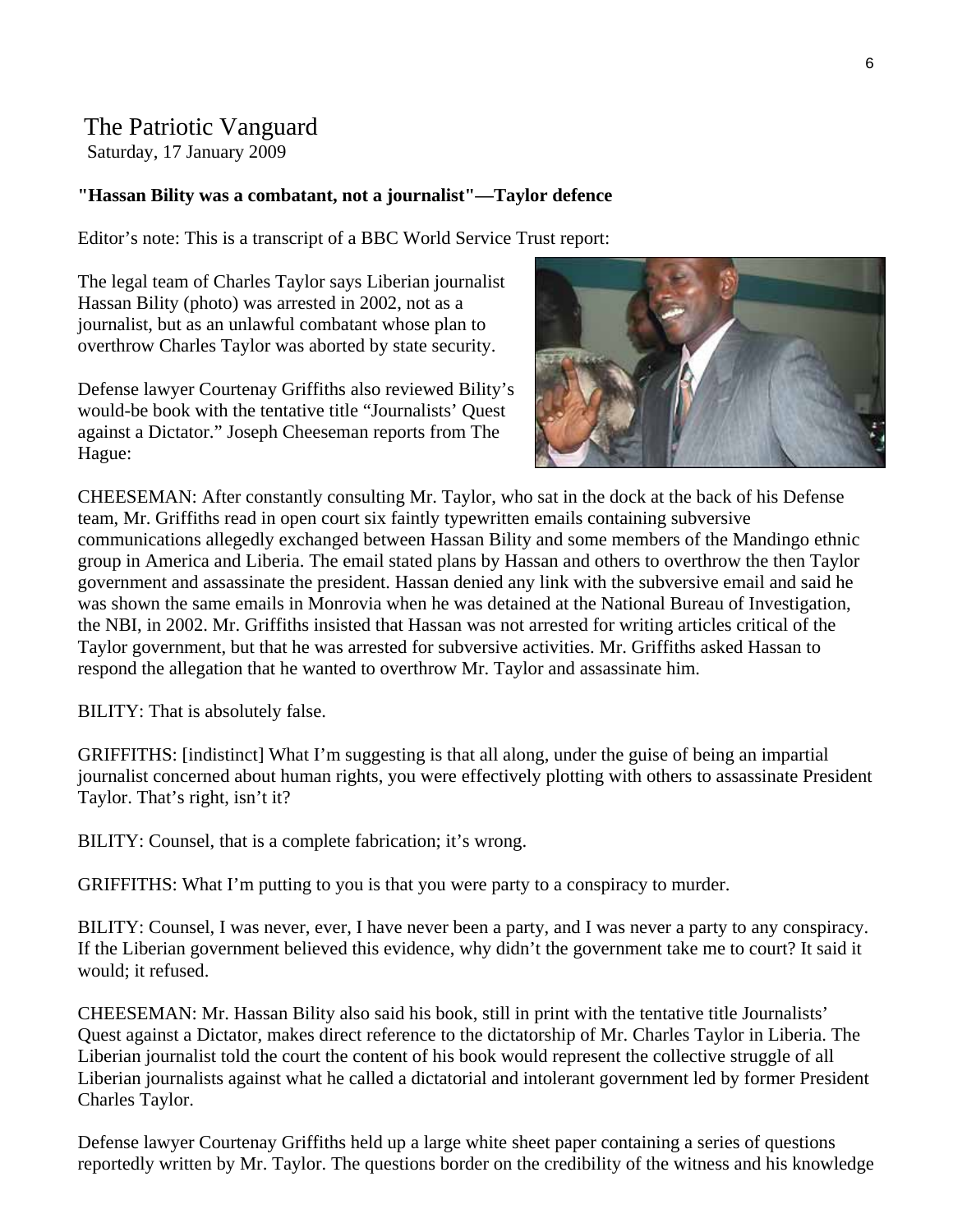# The Patriotic Vanguard

Saturday, 17 January 2009

**"Hassan Bility was a combatant, not a journalist"—Taylor defence**

Editor's note: This is a transcript of a BBC World Service Trust report:

The legal team of Charles Taylor says Liberian journalist Hassan Bility (photo) was arrested in 2002, not as a journalist, but as an unlawful combatant whose plan to overthrow Charles Taylor was aborted by state security.

Defense lawyer Courtenay Griffiths also reviewed Bility's would-be book with the tentative title "Journalists' Quest against a Dictator." Joseph Cheeseman reports from The Hague:

CHEESEMAN: After constantly consulting Mr. Taylor, who sat in the dock at the back of his Defense team, Mr. Griffiths read in open court six faintly typewritten emails containing subversive communications allegedly exchanged between Hassan Bility and some members of the Mandingo ethnic group in America and Liberia. The email stated plans by Hassan and others to overthrow the then Taylor government and assassinate the president. Hassan denied any link with the subversive email and said he was shown the same emails in Monrovia when he was detained at the National Bureau of Investigation, the NBI, in 2002. Mr. Griffiths insisted that Hassan was not arrested for writing articles critical of the Taylor government, but that he was arrested for subversive activities. Mr. Griffiths asked Hassan to respond the allegation that he wanted to overthrow Mr. Taylor and assassinate him.

BILITY: That is absolutely false.

GRIFFITHS: [indistinct] What I'm suggesting is that all along, under the guise of being an impartial journalist concerned about human rights, you were effectively plotting with others to assassinate President Taylor. That's right, isn't it?

BILITY: Counsel, that is a complete fabrication; it's wrong.

GRIFFITHS: What I'm putting to you is that you were party to a conspiracy to murder.

BILITY: Counsel, I was never, ever, I have never been a party, and I was never a party to any conspiracy. If the Liberian government believed this evidence, why didn't the government take me to court? It said it would; it refused.

CHEESEMAN: Mr. Hassan Bility also said his book, still in print with the tentative title Journalists' Quest against a Dictator, makes direct reference to the dictatorship of Mr. Charles Taylor in Liberia. The Liberian journalist told the court the content of his book would represent the collective struggle of all Liberian journalists against what he called a dictatorial and intolerant government led by former President Charles Taylor.

Defense lawyer Courtenay Griffiths held up a large white sheet paper containing a series of questions reportedly written by Mr. Taylor. The questions border on the credibility of the witness and his knowledge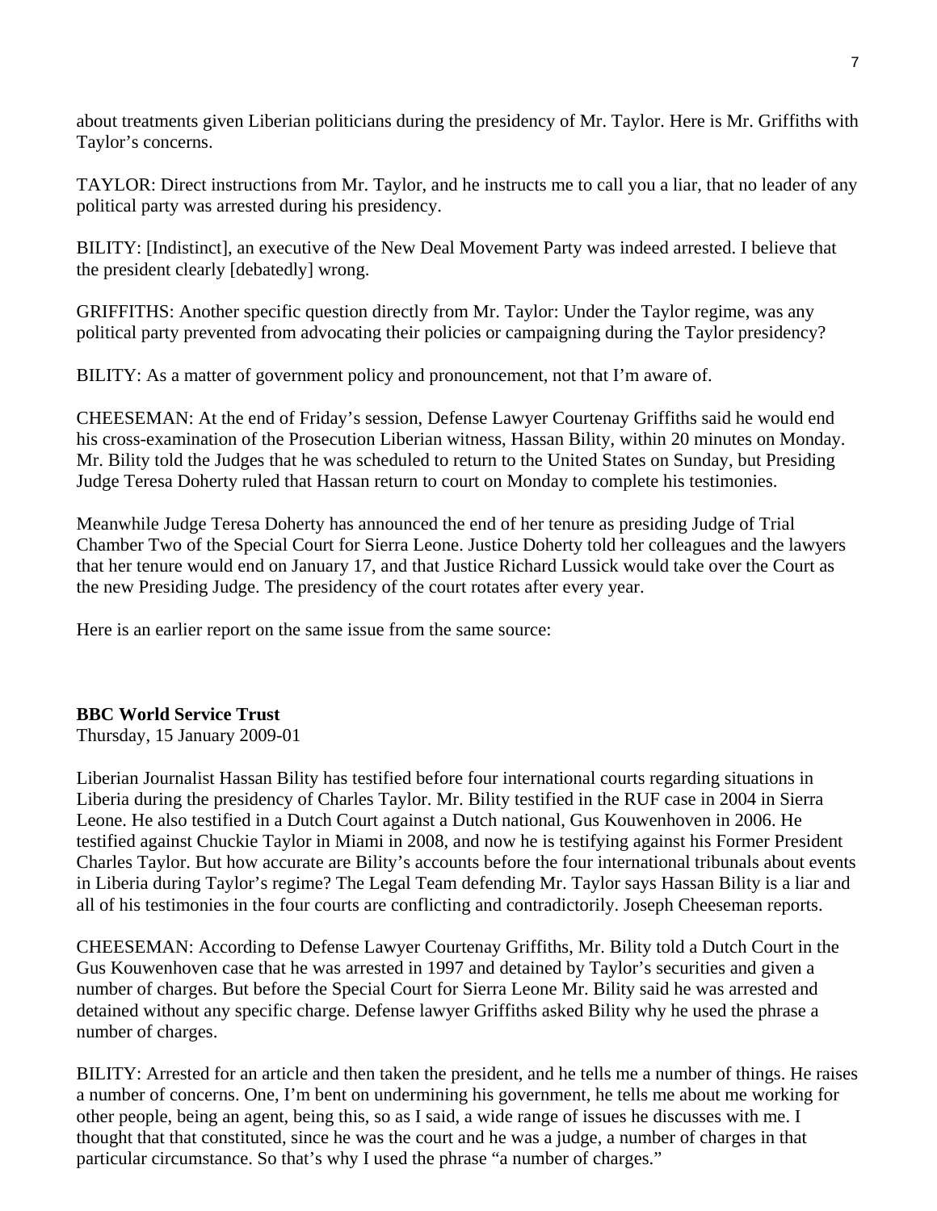about treatments given Liberian politicians during the presidency of Mr. Taylor. Here is Mr. Griffiths with Taylor's concerns.

TAYLOR: Direct instructions from Mr. Taylor, and he instructs me to call you a liar, that no leader of any political party was arrested during his presidency.

BILITY: [Indistinct], an executive of the New Deal Movement Party was indeed arrested. I believe that the president clearly [debatedly] wrong.

GRIFFITHS: Another specific question directly from Mr. Taylor: Under the Taylor regime, was any political party prevented from advocating their policies or campaigning during the Taylor presidency?

BILITY: As a matter of government policy and pronouncement, not that I'm aware of.

CHEESEMAN: At the end of Friday's session, Defense Lawyer Courtenay Griffiths said he would end his cross-examination of the Prosecution Liberian witness, Hassan Bility, within 20 minutes on Monday. Mr. Bility told the Judges that he was scheduled to return to the United States on Sunday, but Presiding Judge Teresa Doherty ruled that Hassan return to court on Monday to complete his testimonies.

Meanwhile Judge Teresa Doherty has announced the end of her tenure as presiding Judge of Trial Chamber Two of the Special Court for Sierra Leone. Justice Doherty told her colleagues and the lawyers that her tenure would end on January 17, and that Justice Richard Lussick would take over the Court as the new Presiding Judge. The presidency of the court rotates after every year.

Here is an earlier report on the same issue from the same source:

**BBC World Service Trust**
Thursday, 15 January 2009-01

Liberian Journalist Hassan Bility has testified before four international courts regarding situations in Liberia during the presidency of Charles Taylor. Mr. Bility testified in the RUF case in 2004 in Sierra Leone. He also testified in a Dutch Court against a Dutch national, Gus Kouwenhoven in 2006. He testified against Chuckie Taylor in Miami in 2008, and now he is testifying against his Former President Charles Taylor. But how accurate are Bility's accounts before the four international tribunals about events in Liberia during Taylor's regime? The Legal Team defending Mr. Taylor says Hassan Bility is a liar and all of his testimonies in the four courts are conflicting and contradictorily. Joseph Cheeseman reports.

CHEESEMAN: According to Defense Lawyer Courtenay Griffiths, Mr. Bility told a Dutch Court in the Gus Kouwenhoven case that he was arrested in 1997 and detained by Taylor's securities and given a number of charges. But before the Special Court for Sierra Leone Mr. Bility said he was arrested and detained without any specific charge. Defense lawyer Griffiths asked Bility why he used the phrase a number of charges.

BILITY: Arrested for an article and then taken the president, and he tells me a number of things. He raises a number of concerns. One, I'm bent on undermining his government, he tells me about me working for other people, being an agent, being this, so as I said, a wide range of issues he discusses with me. I thought that that constituted, since he was the court and he was a judge, a number of charges in that particular circumstance. So that's why I used the phrase "a number of charges."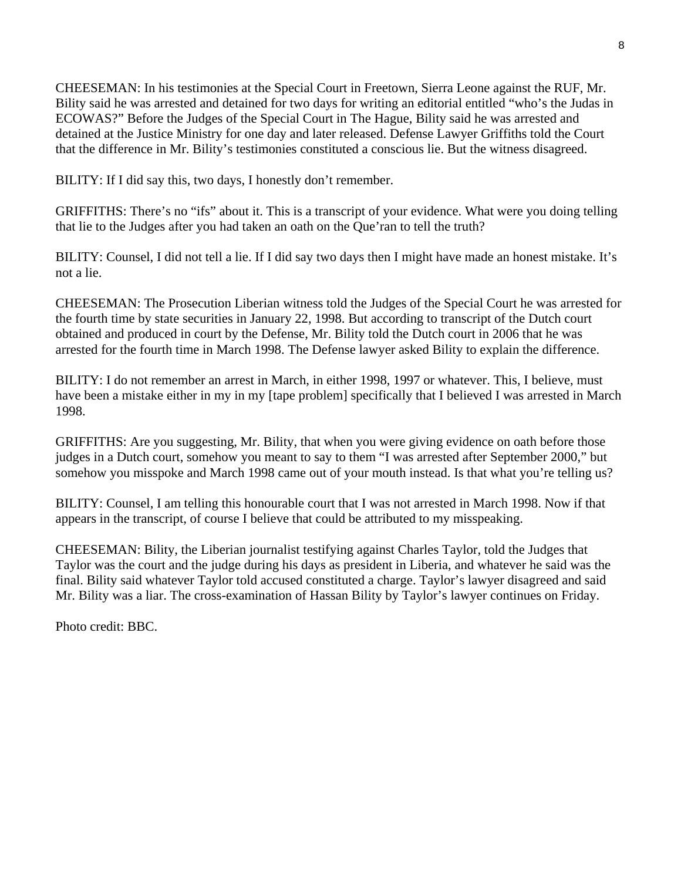CHEESEMAN: In his testimonies at the Special Court in Freetown, Sierra Leone against the RUF, Mr. Bility said he was arrested and detained for two days for writing an editorial entitled "who's the Judas in ECOWAS?" Before the Judges of the Special Court in The Hague, Bility said he was arrested and detained at the Justice Ministry for one day and later released. Defense Lawyer Griffiths told the Court that the difference in Mr. Bility's testimonies constituted a conscious lie. But the witness disagreed.

BILITY: If I did say this, two days, I honestly don't remember.

GRIFFITHS: There's no "ifs" about it. This is a transcript of your evidence. What were you doing telling that lie to the Judges after you had taken an oath on the Que'ran to tell the truth?

BILITY: Counsel, I did not tell a lie. If I did say two days then I might have made an honest mistake. It's not a lie.

CHEESEMAN: The Prosecution Liberian witness told the Judges of the Special Court he was arrested for the fourth time by state securities in January 22, 1998. But according to transcript of the Dutch court obtained and produced in court by the Defense, Mr. Bility told the Dutch court in 2006 that he was arrested for the fourth time in March 1998. The Defense lawyer asked Bility to explain the difference.

BILITY: I do not remember an arrest in March, in either 1998, 1997 or whatever. This, I believe, must have been a mistake either in my in my [tape problem] specifically that I believed I was arrested in March 1998.

GRIFFITHS: Are you suggesting, Mr. Bility, that when you were giving evidence on oath before those judges in a Dutch court, somehow you meant to say to them "I was arrested after September 2000," but somehow you misspoke and March 1998 came out of your mouth instead. Is that what you're telling us?

BILITY: Counsel, I am telling this honourable court that I was not arrested in March 1998. Now if that appears in the transcript, of course I believe that could be attributed to my misspeaking.

CHEESEMAN: Bility, the Liberian journalist testifying against Charles Taylor, told the Judges that Taylor was the court and the judge during his days as president in Liberia, and whatever he said was the final. Bility said whatever Taylor told accused constituted a charge. Taylor's lawyer disagreed and said Mr. Bility was a liar. The cross-examination of Hassan Bility by Taylor's lawyer continues on Friday.

Photo credit: BBC.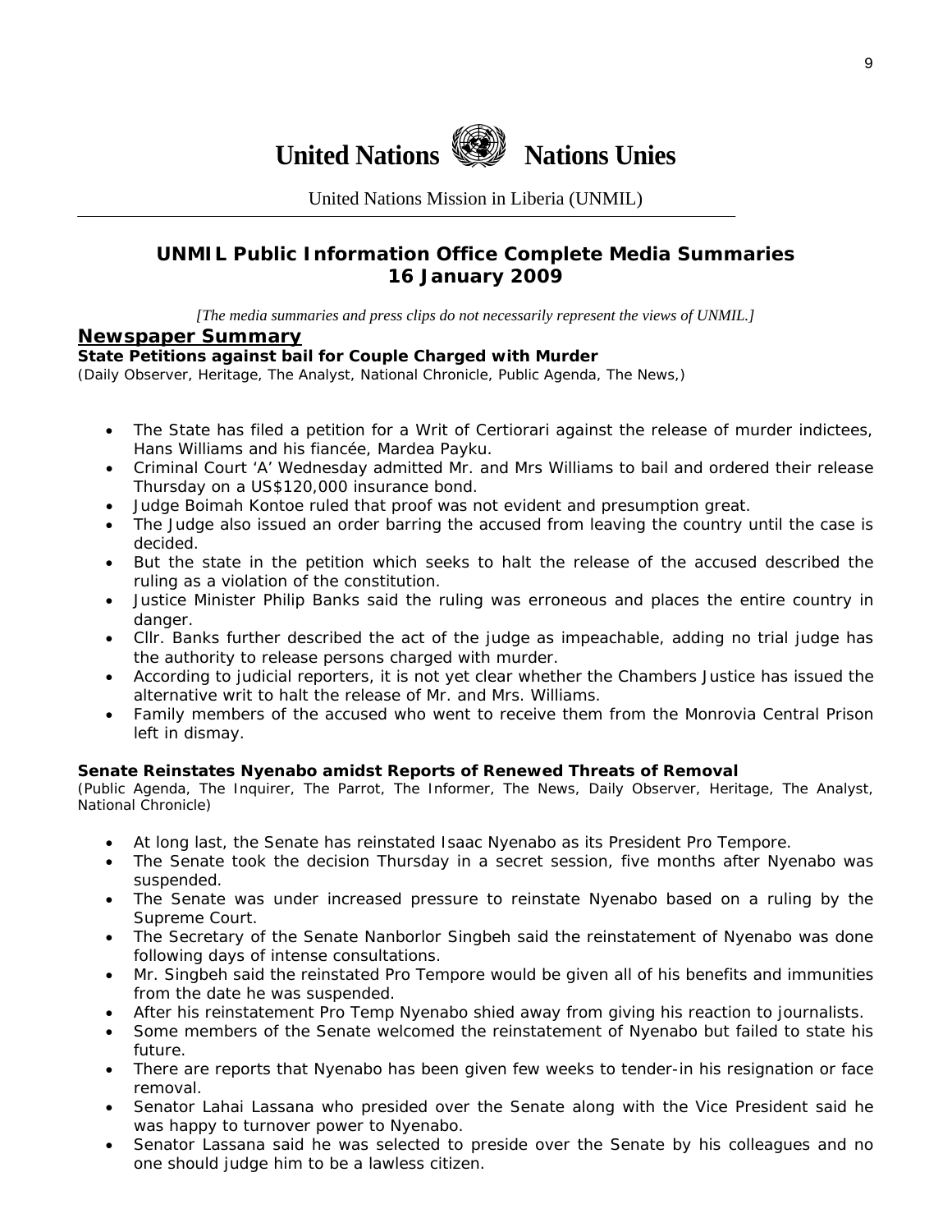# United Nations Nations Unies

United Nations Mission in Liberia (UNMIL)

## UNMIL Public Information Office Complete Media Summaries
## 16 January 2009

*[The media summaries and press clips do not necessarily represent the views of UNMIL.]*

## Newspaper Summary

**State Petitions against bail for Couple Charged with Murder**
(Daily Observer, Heritage, The Analyst, National Chronicle, Public Agenda, The News,)

- The State has filed a petition for a Writ of Certiorari against the release of murder indictees, Hans Williams and his fiancée, Mardea Payku.
- Criminal Court 'A' Wednesday admitted Mr. and Mrs Williams to bail and ordered their release Thursday on a US$120,000 insurance bond.
- Judge Boimah Kontoe ruled that proof was not evident and presumption great.
- The Judge also issued an order barring the accused from leaving the country until the case is decided.
- But the state in the petition which seeks to halt the release of the accused described the ruling as a violation of the constitution.
- Justice Minister Philip Banks said the ruling was erroneous and places the entire country in danger.
- Cllr. Banks further described the act of the judge as impeachable, adding no trial judge has the authority to release persons charged with murder.
- According to judicial reporters, it is not yet clear whether the Chambers Justice has issued the alternative writ to halt the release of Mr. and Mrs. Williams.
- Family members of the accused who went to receive them from the Monrovia Central Prison left in dismay.

**Senate Reinstates Nyenabo amidst Reports of Renewed Threats of Removal**
(Public Agenda, The Inquirer, The Parrot, The Informer, The News, Daily Observer, Heritage, The Analyst, National Chronicle)

- At long last, the Senate has reinstated Isaac Nyenabo as its President Pro Tempore.
- The Senate took the decision Thursday in a secret session, five months after Nyenabo was suspended.
- The Senate was under increased pressure to reinstate Nyenabo based on a ruling by the Supreme Court.
- The Secretary of the Senate Nanborlor Singbeh said the reinstatement of Nyenabo was done following days of intense consultations.
- Mr. Singbeh said the reinstated Pro Tempore would be given all of his benefits and immunities from the date he was suspended.
- After his reinstatement Pro Temp Nyenabo shied away from giving his reaction to journalists.
- Some members of the Senate welcomed the reinstatement of Nyenabo but failed to state his future.
- There are reports that Nyenabo has been given few weeks to tender-in his resignation or face removal.
- Senator Lahai Lassana who presided over the Senate along with the Vice President said he was happy to turnover power to Nyenabo.
- Senator Lassana said he was selected to preside over the Senate by his colleagues and no one should judge him to be a lawless citizen.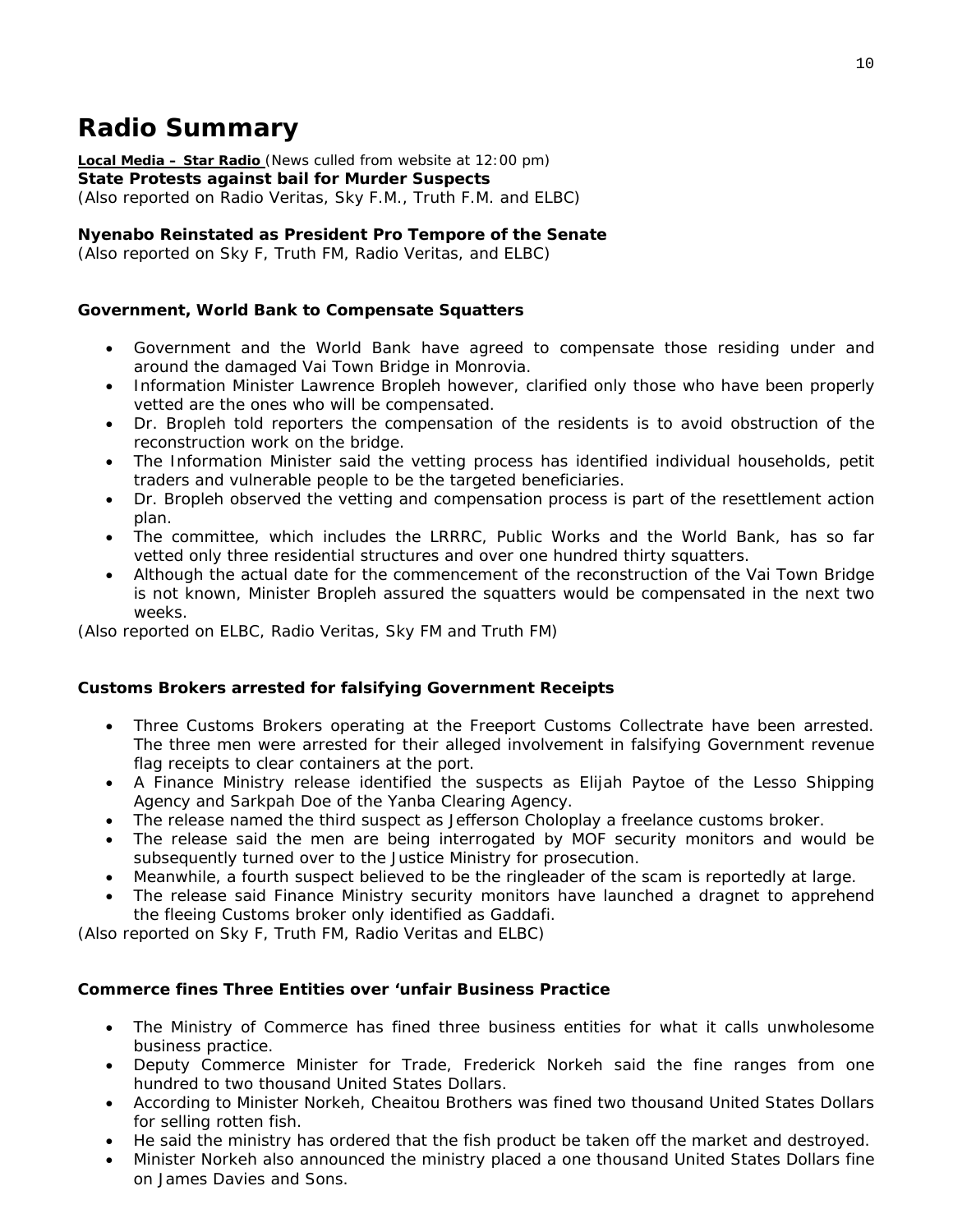# Radio Summary

**Local Media – Star Radio** (News culled from website at 12:00 pm)

**State Protests against bail for Murder Suspects**

*(Also reported on Radio Veritas, Sky F.M., Truth F.M. and ELBC)*

**Nyenabo Reinstated as President Pro Tempore of the Senate**

*(Also reported on Sky F, Truth FM, Radio Veritas, and ELBC)*

**Government, World Bank to Compensate Squatters**

- Government and the World Bank have agreed to compensate those residing under and around the damaged Vai Town Bridge in Monrovia.
- Information Minister Lawrence Bropleh however, clarified only those who have been properly vetted are the ones who will be compensated.
- Dr. Bropleh told reporters the compensation of the residents is to avoid obstruction of the reconstruction work on the bridge.
- The Information Minister said the vetting process has identified individual households, petit traders and vulnerable people to be the targeted beneficiaries.
- Dr. Bropleh observed the vetting and compensation process is part of the resettlement action plan.
- The committee, which includes the LRRRC, Public Works and the World Bank, has so far vetted only three residential structures and over one hundred thirty squatters.
- Although the actual date for the commencement of the reconstruction of the Vai Town Bridge is not known, Minister Bropleh assured the squatters would be compensated in the next two weeks.

*(Also reported on ELBC, Radio Veritas, Sky FM and Truth FM)*

**Customs Brokers arrested for falsifying Government Receipts**

- Three Customs Brokers operating at the Freeport Customs Collectrate have been arrested. The three men were arrested for their alleged involvement in falsifying Government revenue flag receipts to clear containers at the port.
- A Finance Ministry release identified the suspects as Elijah Paytoe of the Lesso Shipping Agency and Sarkpah Doe of the Yanba Clearing Agency.
- The release named the third suspect as Jefferson Choloplay a freelance customs broker.
- The release said the men are being interrogated by MOF security monitors and would be subsequently turned over to the Justice Ministry for prosecution.
- Meanwhile, a fourth suspect believed to be the ringleader of the scam is reportedly at large.
- The release said Finance Ministry security monitors have launched a dragnet to apprehend the fleeing Customs broker only identified as Gaddafi.

*(Also reported on Sky F, Truth FM, Radio Veritas and ELBC)*

**Commerce fines Three Entities over 'unfair Business Practice**

- The Ministry of Commerce has fined three business entities for what it calls unwholesome business practice.
- Deputy Commerce Minister for Trade, Frederick Norkeh said the fine ranges from one hundred to two thousand United States Dollars.
- According to Minister Norkeh, Cheaitou Brothers was fined two thousand United States Dollars for selling rotten fish.
- He said the ministry has ordered that the fish product be taken off the market and destroyed.
- Minister Norkeh also announced the ministry placed a one thousand United States Dollars fine on James Davies and Sons.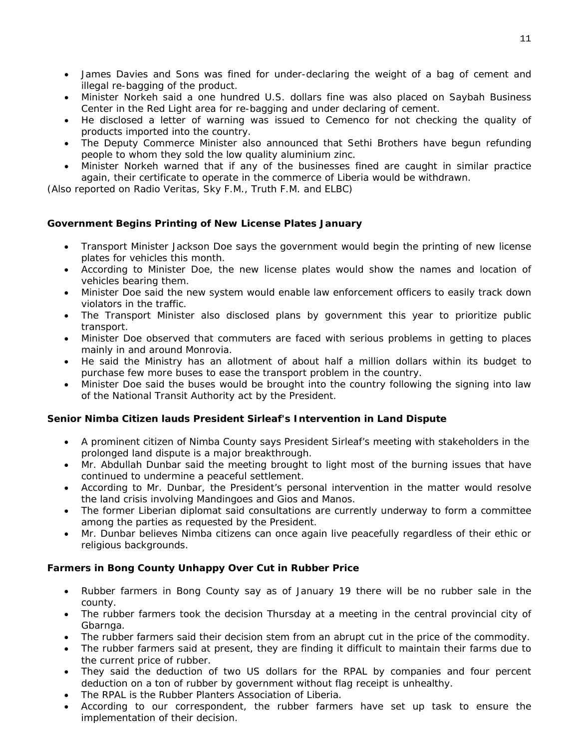- James Davies and Sons was fined for under-declaring the weight of a bag of cement and illegal re-bagging of the product.
- Minister Norkeh said a one hundred U.S. dollars fine was also placed on Saybah Business Center in the Red Light area for re-bagging and under declaring of cement.
- He disclosed a letter of warning was issued to Cemenco for not checking the quality of products imported into the country.
- The Deputy Commerce Minister also announced that Sethi Brothers have begun refunding people to whom they sold the low quality aluminium zinc.
- Minister Norkeh warned that if any of the businesses fined are caught in similar practice again, their certificate to operate in the commerce of Liberia would be withdrawn.

*(Also reported on Radio Veritas, Sky F.M., Truth F.M. and ELBC)*

**Government Begins Printing of New License Plates January**

- Transport Minister Jackson Doe says the government would begin the printing of new license plates for vehicles this month.
- According to Minister Doe, the new license plates would show the names and location of vehicles bearing them.
- Minister Doe said the new system would enable law enforcement officers to easily track down violators in the traffic.
- The Transport Minister also disclosed plans by government this year to prioritize public transport.
- Minister Doe observed that commuters are faced with serious problems in getting to places mainly in and around Monrovia.
- He said the Ministry has an allotment of about half a million dollars within its budget to purchase few more buses to ease the transport problem in the country.
- Minister Doe said the buses would be brought into the country following the signing into law of the National Transit Authority act by the President.

**Senior Nimba Citizen lauds President Sirleaf's Intervention in Land Dispute**

- A prominent citizen of Nimba County says President Sirleaf's meeting with stakeholders in the prolonged land dispute is a major breakthrough.
- Mr. Abdullah Dunbar said the meeting brought to light most of the burning issues that have continued to undermine a peaceful settlement.
- According to Mr. Dunbar, the President's personal intervention in the matter would resolve the land crisis involving Mandingoes and Gios and Manos.
- The former Liberian diplomat said consultations are currently underway to form a committee among the parties as requested by the President.
- Mr. Dunbar believes Nimba citizens can once again live peacefully regardless of their ethic or religious backgrounds.

**Farmers in Bong County Unhappy Over Cut in Rubber Price**

- Rubber farmers in Bong County say as of January 19 there will be no rubber sale in the county.
- The rubber farmers took the decision Thursday at a meeting in the central provincial city of Gbarnga.
- The rubber farmers said their decision stem from an abrupt cut in the price of the commodity.
- The rubber farmers said at present, they are finding it difficult to maintain their farms due to the current price of rubber.
- They said the deduction of two US dollars for the RPAL by companies and four percent deduction on a ton of rubber by government without flag receipt is unhealthy.
- The RPAL is the Rubber Planters Association of Liberia.
- According to our correspondent, the rubber farmers have set up task to ensure the implementation of their decision.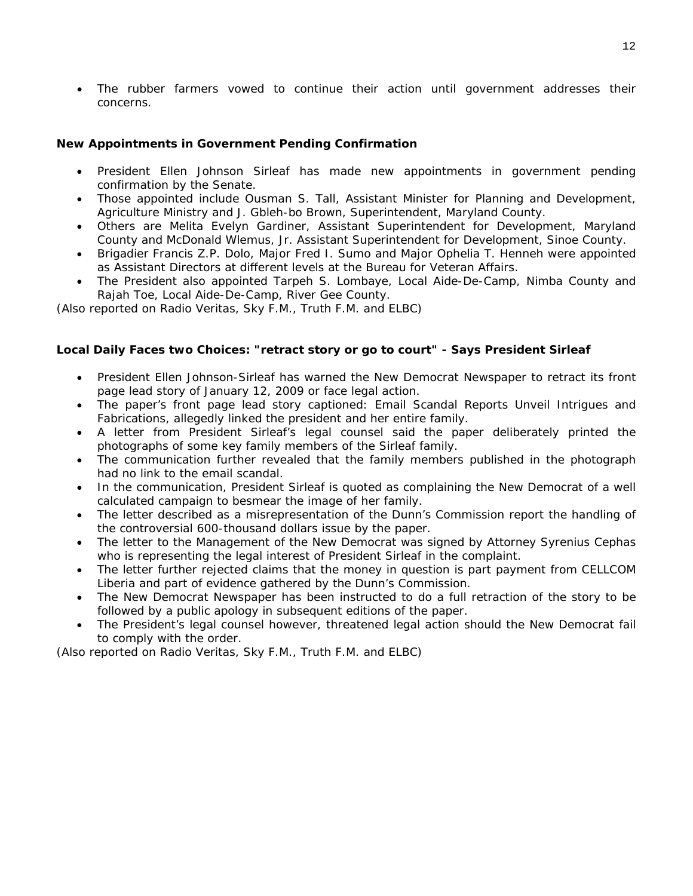- The rubber farmers vowed to continue their action until government addresses their concerns.

**New Appointments in Government Pending Confirmation**

- President Ellen Johnson Sirleaf has made new appointments in government pending confirmation by the Senate.
- Those appointed include Ousman S. Tall, Assistant Minister for Planning and Development, Agriculture Ministry and J. Gbleh-bo Brown, Superintendent, Maryland County.
- Others are Melita Evelyn Gardiner, Assistant Superintendent for Development, Maryland County and McDonald Wlemus, Jr. Assistant Superintendent for Development, Sinoe County.
- Brigadier Francis Z.P. Dolo, Major Fred I. Sumo and Major Ophelia T. Henneh were appointed as Assistant Directors at different levels at the Bureau for Veteran Affairs.
- The President also appointed Tarpeh S. Lombaye, Local Aide-De-Camp, Nimba County and Rajah Toe, Local Aide-De-Camp, River Gee County.

*(Also reported on Radio Veritas, Sky F.M., Truth F.M. and ELBC)*

**Local Daily Faces two Choices: "retract story or go to court" - Says President Sirleaf**

- President Ellen Johnson-Sirleaf has warned the New Democrat Newspaper to retract its front page lead story of January 12, 2009 or face legal action.
- The paper's front page lead story captioned: Email Scandal Reports Unveil Intrigues and Fabrications, allegedly linked the president and her entire family.
- A letter from President Sirleaf's legal counsel said the paper deliberately printed the photographs of some key family members of the Sirleaf family.
- The communication further revealed that the family members published in the photograph had no link to the email scandal.
- In the communication, President Sirleaf is quoted as complaining the New Democrat of a well calculated campaign to besmear the image of her family.
- The letter described as a misrepresentation of the Dunn's Commission report the handling of the controversial 600-thousand dollars issue by the paper.
- The letter to the Management of the New Democrat was signed by Attorney Syrenius Cephas who is representing the legal interest of President Sirleaf in the complaint.
- The letter further rejected claims that the money in question is part payment from CELLCOM Liberia and part of evidence gathered by the Dunn's Commission.
- The New Democrat Newspaper has been instructed to do a full retraction of the story to be followed by a public apology in subsequent editions of the paper.
- The President's legal counsel however, threatened legal action should the New Democrat fail to comply with the order.

*(Also reported on Radio Veritas, Sky F.M., Truth F.M. and ELBC)*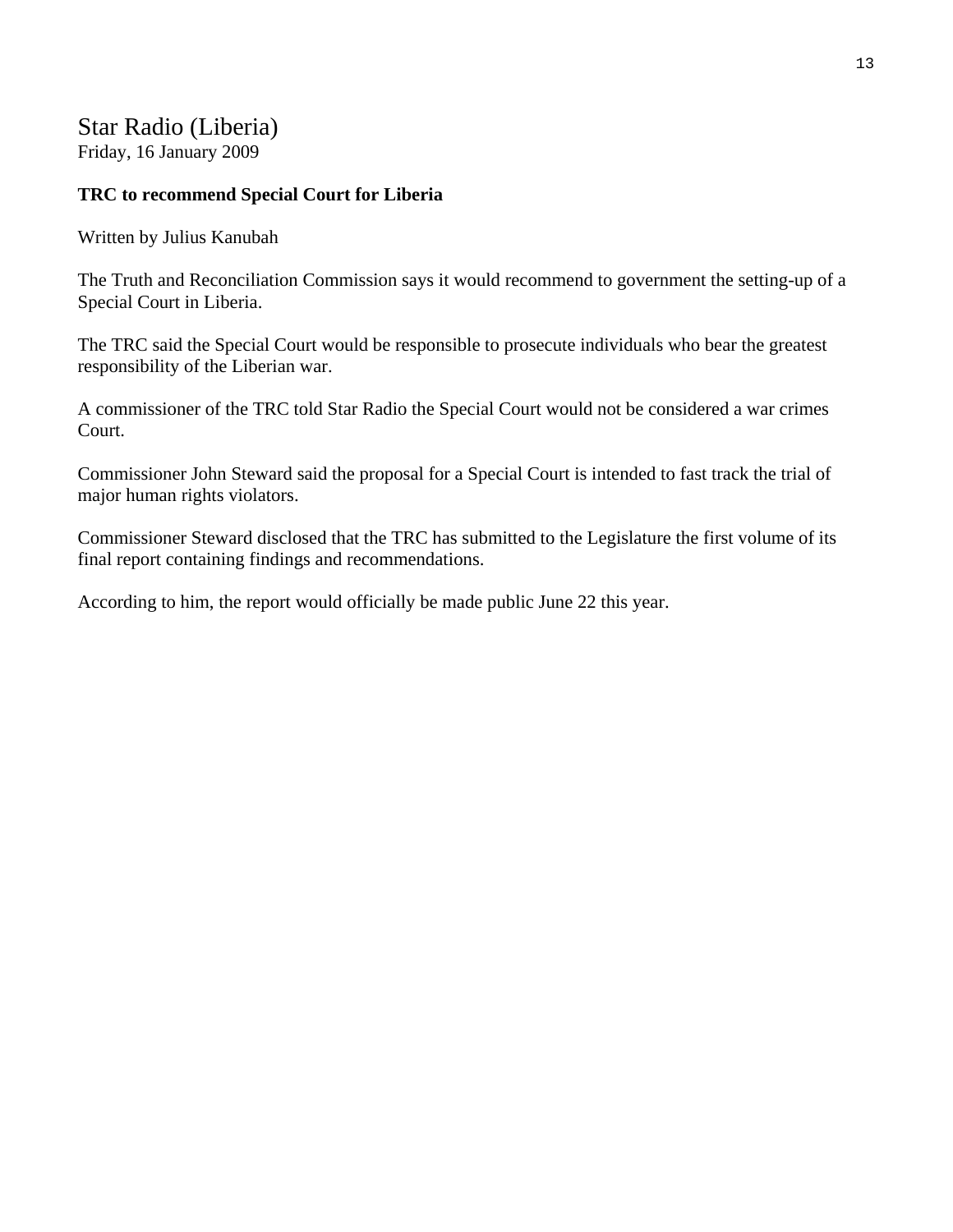## Star Radio (Liberia)

Friday, 16 January 2009

**TRC to recommend Special Court for Liberia**

Written by Julius Kanubah

The Truth and Reconciliation Commission says it would recommend to government the setting-up of a Special Court in Liberia.

The TRC said the Special Court would be responsible to prosecute individuals who bear the greatest responsibility of the Liberian war.

A commissioner of the TRC told Star Radio the Special Court would not be considered a war crimes Court.

Commissioner John Steward said the proposal for a Special Court is intended to fast track the trial of major human rights violators.

Commissioner Steward disclosed that the TRC has submitted to the Legislature the first volume of its final report containing findings and recommendations.

According to him, the report would officially be made public June 22 this year.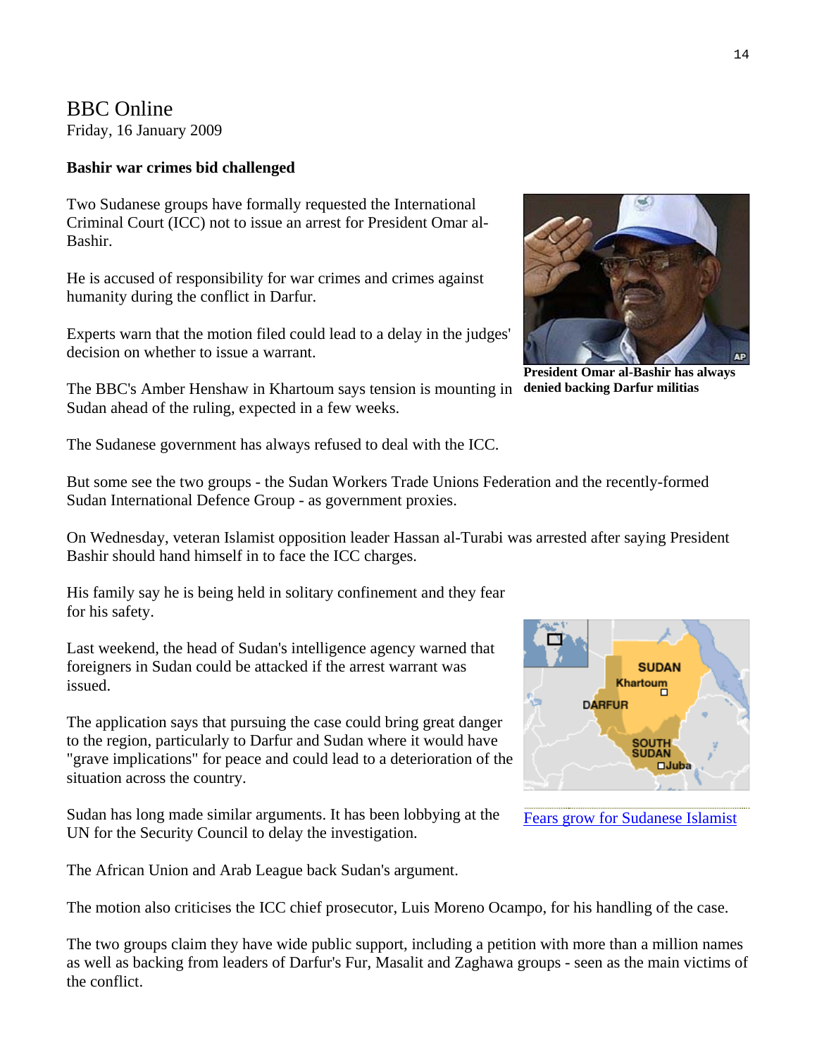BBC Online
Friday, 16 January 2009

**Bashir war crimes bid challenged**

Two Sudanese groups have formally requested the International Criminal Court (ICC) not to issue an arrest for President Omar al-Bashir.

He is accused of responsibility for war crimes and crimes against humanity during the conflict in Darfur.

Experts warn that the motion filed could lead to a delay in the judges' decision on whether to issue a warrant.

**President Omar al-Bashir has always denied backing Darfur militias**

The BBC's Amber Henshaw in Khartoum says tension is mounting in Sudan ahead of the ruling, expected in a few weeks.

The Sudanese government has always refused to deal with the ICC.

But some see the two groups - the Sudan Workers Trade Unions Federation and the recently-formed Sudan International Defence Group - as government proxies.

On Wednesday, veteran Islamist opposition leader Hassan al-Turabi was arrested after saying President Bashir should hand himself in to face the ICC charges.

His family say he is being held in solitary confinement and they fear for his safety.

Last weekend, the head of Sudan's intelligence agency warned that foreigners in Sudan could be attacked if the arrest warrant was issued.

The application says that pursuing the case could bring great danger to the region, particularly to Darfur and Sudan where it would have "grave implications" for peace and could lead to a deterioration of the situation across the country.

Fears grow for Sudanese Islamist

Sudan has long made similar arguments. It has been lobbying at the UN for the Security Council to delay the investigation.

The African Union and Arab League back Sudan's argument.

The motion also criticises the ICC chief prosecutor, Luis Moreno Ocampo, for his handling of the case.

The two groups claim they have wide public support, including a petition with more than a million names as well as backing from leaders of Darfur's Fur, Masalit and Zaghawa groups - seen as the main victims of the conflict.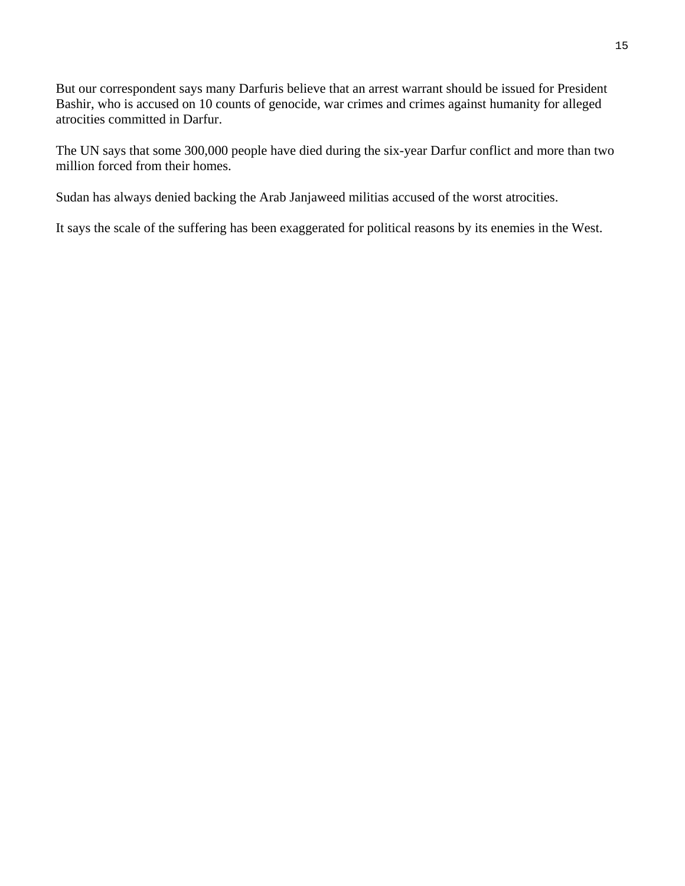But our correspondent says many Darfuris believe that an arrest warrant should be issued for President Bashir, who is accused on 10 counts of genocide, war crimes and crimes against humanity for alleged atrocities committed in Darfur.

The UN says that some 300,000 people have died during the six-year Darfur conflict and more than two million forced from their homes.

Sudan has always denied backing the Arab Janjaweed militias accused of the worst atrocities.

It says the scale of the suffering has been exaggerated for political reasons by its enemies in the West.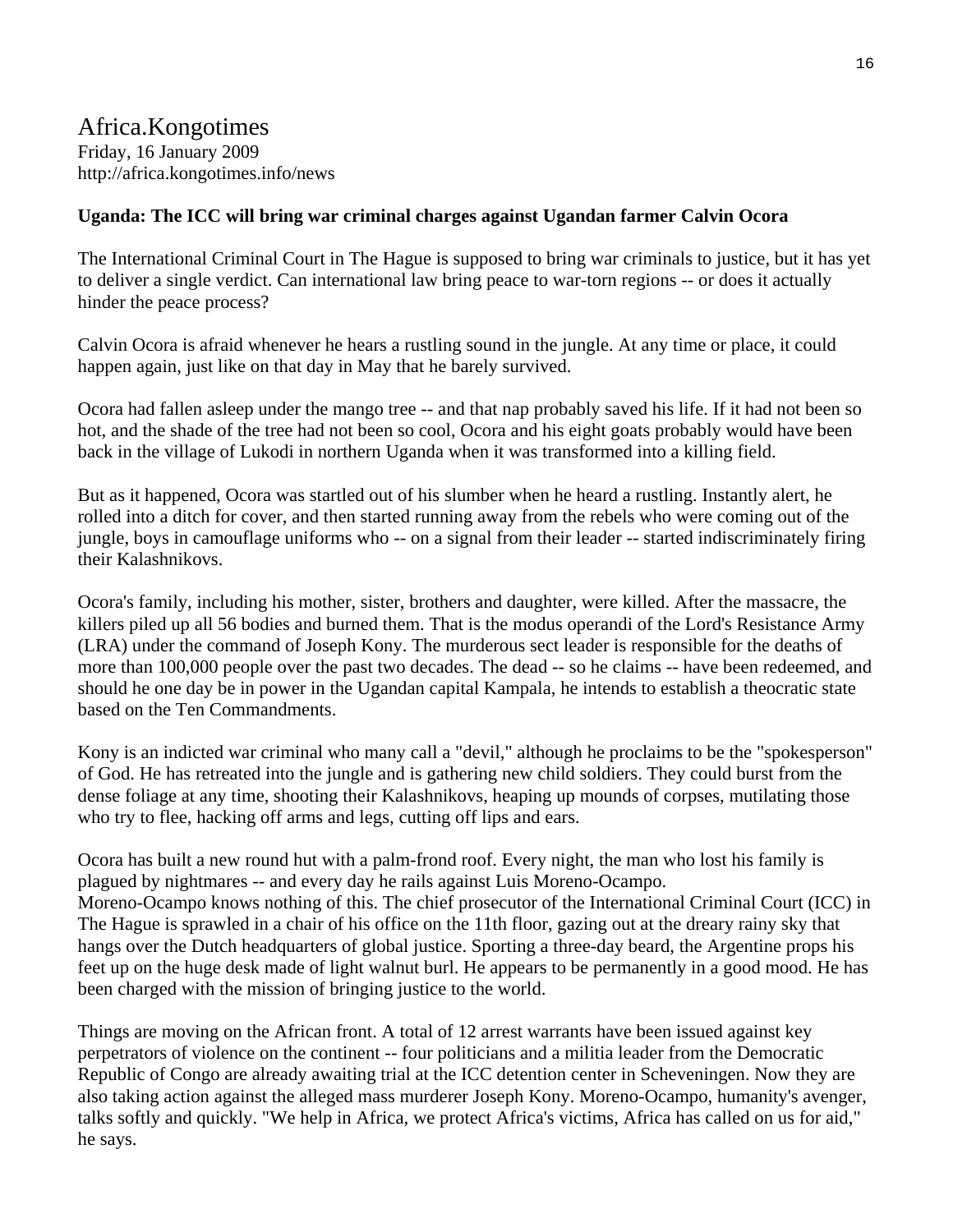# Africa.Kongotimes

Friday, 16 January 2009
http://africa.kongotimes.info/news

**Uganda: The ICC will bring war criminal charges against Ugandan farmer Calvin Ocora**

The International Criminal Court in The Hague is supposed to bring war criminals to justice, but it has yet to deliver a single verdict. Can international law bring peace to war-torn regions -- or does it actually hinder the peace process?

Calvin Ocora is afraid whenever he hears a rustling sound in the jungle. At any time or place, it could happen again, just like on that day in May that he barely survived.

Ocora had fallen asleep under the mango tree -- and that nap probably saved his life. If it had not been so hot, and the shade of the tree had not been so cool, Ocora and his eight goats probably would have been back in the village of Lukodi in northern Uganda when it was transformed into a killing field.

But as it happened, Ocora was startled out of his slumber when he heard a rustling. Instantly alert, he rolled into a ditch for cover, and then started running away from the rebels who were coming out of the jungle, boys in camouflage uniforms who -- on a signal from their leader -- started indiscriminately firing their Kalashnikovs.

Ocora's family, including his mother, sister, brothers and daughter, were killed. After the massacre, the killers piled up all 56 bodies and burned them. That is the modus operandi of the Lord's Resistance Army (LRA) under the command of Joseph Kony. The murderous sect leader is responsible for the deaths of more than 100,000 people over the past two decades. The dead -- so he claims -- have been redeemed, and should he one day be in power in the Ugandan capital Kampala, he intends to establish a theocratic state based on the Ten Commandments.

Kony is an indicted war criminal who many call a "devil," although he proclaims to be the "spokesperson" of God. He has retreated into the jungle and is gathering new child soldiers. They could burst from the dense foliage at any time, shooting their Kalashnikovs, heaping up mounds of corpses, mutilating those who try to flee, hacking off arms and legs, cutting off lips and ears.

Ocora has built a new round hut with a palm-frond roof. Every night, the man who lost his family is plagued by nightmares -- and every day he rails against Luis Moreno-Ocampo.
Moreno-Ocampo knows nothing of this. The chief prosecutor of the International Criminal Court (ICC) in The Hague is sprawled in a chair of his office on the 11th floor, gazing out at the dreary rainy sky that hangs over the Dutch headquarters of global justice. Sporting a three-day beard, the Argentine props his feet up on the huge desk made of light walnut burl. He appears to be permanently in a good mood. He has been charged with the mission of bringing justice to the world.

Things are moving on the African front. A total of 12 arrest warrants have been issued against key perpetrators of violence on the continent -- four politicians and a militia leader from the Democratic Republic of Congo are already awaiting trial at the ICC detention center in Scheveningen. Now they are also taking action against the alleged mass murderer Joseph Kony. Moreno-Ocampo, humanity's avenger, talks softly and quickly. "We help in Africa, we protect Africa's victims, Africa has called on us for aid," he says.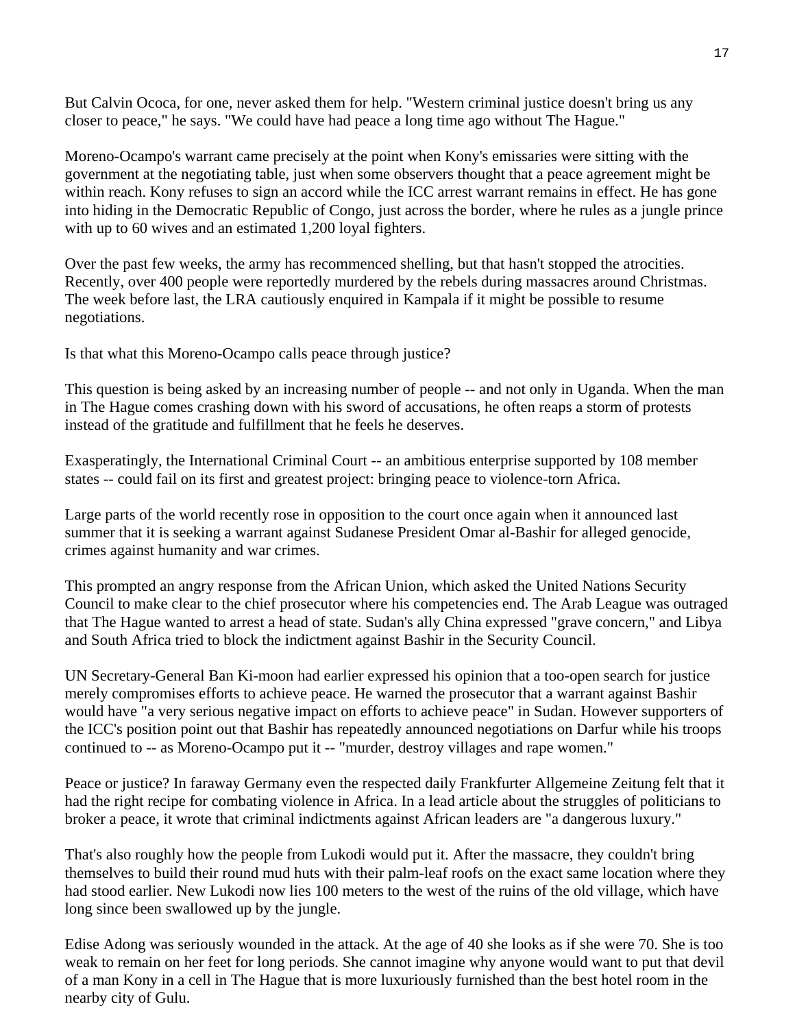But Calvin Ococa, for one, never asked them for help. "Western criminal justice doesn't bring us any closer to peace," he says. "We could have had peace a long time ago without The Hague."

Moreno-Ocampo's warrant came precisely at the point when Kony's emissaries were sitting with the government at the negotiating table, just when some observers thought that a peace agreement might be within reach. Kony refuses to sign an accord while the ICC arrest warrant remains in effect. He has gone into hiding in the Democratic Republic of Congo, just across the border, where he rules as a jungle prince with up to 60 wives and an estimated 1,200 loyal fighters.

Over the past few weeks, the army has recommenced shelling, but that hasn't stopped the atrocities. Recently, over 400 people were reportedly murdered by the rebels during massacres around Christmas. The week before last, the LRA cautiously enquired in Kampala if it might be possible to resume negotiations.

Is that what this Moreno-Ocampo calls peace through justice?

This question is being asked by an increasing number of people -- and not only in Uganda. When the man in The Hague comes crashing down with his sword of accusations, he often reaps a storm of protests instead of the gratitude and fulfillment that he feels he deserves.

Exasperatingly, the International Criminal Court -- an ambitious enterprise supported by 108 member states -- could fail on its first and greatest project: bringing peace to violence-torn Africa.

Large parts of the world recently rose in opposition to the court once again when it announced last summer that it is seeking a warrant against Sudanese President Omar al-Bashir for alleged genocide, crimes against humanity and war crimes.

This prompted an angry response from the African Union, which asked the United Nations Security Council to make clear to the chief prosecutor where his competencies end. The Arab League was outraged that The Hague wanted to arrest a head of state. Sudan's ally China expressed "grave concern," and Libya and South Africa tried to block the indictment against Bashir in the Security Council.

UN Secretary-General Ban Ki-moon had earlier expressed his opinion that a too-open search for justice merely compromises efforts to achieve peace. He warned the prosecutor that a warrant against Bashir would have "a very serious negative impact on efforts to achieve peace" in Sudan. However supporters of the ICC's position point out that Bashir has repeatedly announced negotiations on Darfur while his troops continued to -- as Moreno-Ocampo put it -- "murder, destroy villages and rape women."

Peace or justice? In faraway Germany even the respected daily Frankfurter Allgemeine Zeitung felt that it had the right recipe for combating violence in Africa. In a lead article about the struggles of politicians to broker a peace, it wrote that criminal indictments against African leaders are "a dangerous luxury."

That's also roughly how the people from Lukodi would put it. After the massacre, they couldn't bring themselves to build their round mud huts with their palm-leaf roofs on the exact same location where they had stood earlier. New Lukodi now lies 100 meters to the west of the ruins of the old village, which have long since been swallowed up by the jungle.

Edise Adong was seriously wounded in the attack. At the age of 40 she looks as if she were 70. She is too weak to remain on her feet for long periods. She cannot imagine why anyone would want to put that devil of a man Kony in a cell in The Hague that is more luxuriously furnished than the best hotel room in the nearby city of Gulu.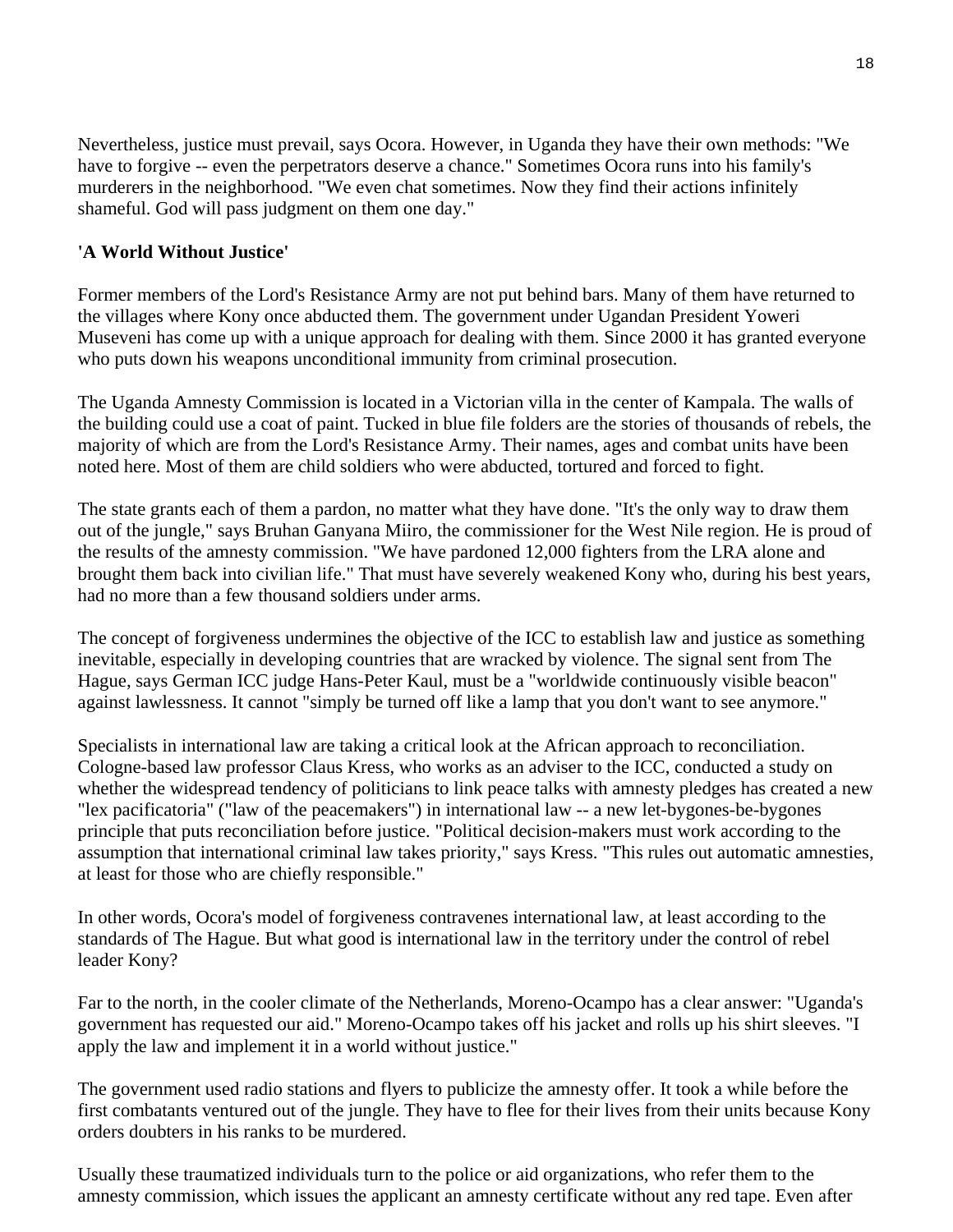Nevertheless, justice must prevail, says Ocora. However, in Uganda they have their own methods: "We have to forgive -- even the perpetrators deserve a chance." Sometimes Ocora runs into his family's murderers in the neighborhood. "We even chat sometimes. Now they find their actions infinitely shameful. God will pass judgment on them one day."

**'A World Without Justice'**

Former members of the Lord's Resistance Army are not put behind bars. Many of them have returned to the villages where Kony once abducted them. The government under Ugandan President Yoweri Museveni has come up with a unique approach for dealing with them. Since 2000 it has granted everyone who puts down his weapons unconditional immunity from criminal prosecution.

The Uganda Amnesty Commission is located in a Victorian villa in the center of Kampala. The walls of the building could use a coat of paint. Tucked in blue file folders are the stories of thousands of rebels, the majority of which are from the Lord's Resistance Army. Their names, ages and combat units have been noted here. Most of them are child soldiers who were abducted, tortured and forced to fight.

The state grants each of them a pardon, no matter what they have done. "It's the only way to draw them out of the jungle," says Bruhan Ganyana Miiro, the commissioner for the West Nile region. He is proud of the results of the amnesty commission. "We have pardoned 12,000 fighters from the LRA alone and brought them back into civilian life." That must have severely weakened Kony who, during his best years, had no more than a few thousand soldiers under arms.

The concept of forgiveness undermines the objective of the ICC to establish law and justice as something inevitable, especially in developing countries that are wracked by violence. The signal sent from The Hague, says German ICC judge Hans-Peter Kaul, must be a "worldwide continuously visible beacon" against lawlessness. It cannot "simply be turned off like a lamp that you don't want to see anymore."

Specialists in international law are taking a critical look at the African approach to reconciliation. Cologne-based law professor Claus Kress, who works as an adviser to the ICC, conducted a study on whether the widespread tendency of politicians to link peace talks with amnesty pledges has created a new "lex pacificatoria" ("law of the peacemakers") in international law -- a new let-bygones-be-bygones principle that puts reconciliation before justice. "Political decision-makers must work according to the assumption that international criminal law takes priority," says Kress. "This rules out automatic amnesties, at least for those who are chiefly responsible."

In other words, Ocora's model of forgiveness contravenes international law, at least according to the standards of The Hague. But what good is international law in the territory under the control of rebel leader Kony?

Far to the north, in the cooler climate of the Netherlands, Moreno-Ocampo has a clear answer: "Uganda's government has requested our aid." Moreno-Ocampo takes off his jacket and rolls up his shirt sleeves. "I apply the law and implement it in a world without justice."

The government used radio stations and flyers to publicize the amnesty offer. It took a while before the first combatants ventured out of the jungle. They have to flee for their lives from their units because Kony orders doubters in his ranks to be murdered.

Usually these traumatized individuals turn to the police or aid organizations, who refer them to the amnesty commission, which issues the applicant an amnesty certificate without any red tape. Even after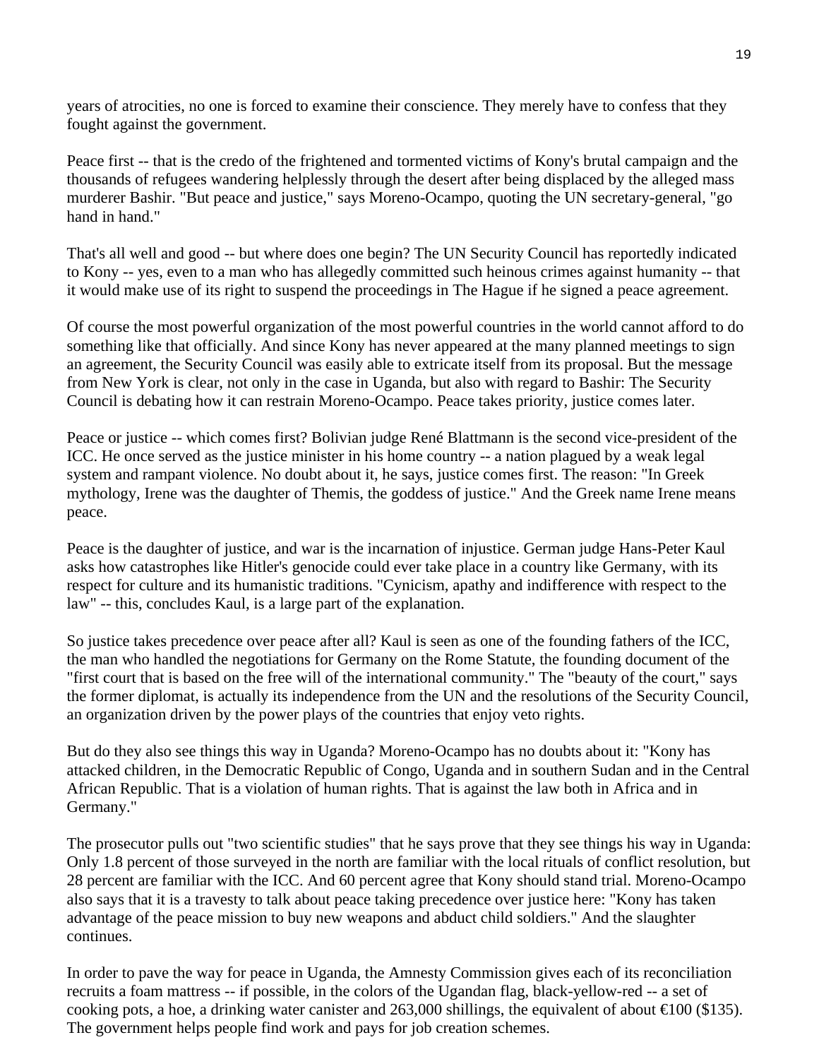years of atrocities, no one is forced to examine their conscience. They merely have to confess that they fought against the government.

Peace first -- that is the credo of the frightened and tormented victims of Kony's brutal campaign and the thousands of refugees wandering helplessly through the desert after being displaced by the alleged mass murderer Bashir. "But peace and justice," says Moreno-Ocampo, quoting the UN secretary-general, "go hand in hand."

That's all well and good -- but where does one begin? The UN Security Council has reportedly indicated to Kony -- yes, even to a man who has allegedly committed such heinous crimes against humanity -- that it would make use of its right to suspend the proceedings in The Hague if he signed a peace agreement.

Of course the most powerful organization of the most powerful countries in the world cannot afford to do something like that officially. And since Kony has never appeared at the many planned meetings to sign an agreement, the Security Council was easily able to extricate itself from its proposal. But the message from New York is clear, not only in the case in Uganda, but also with regard to Bashir: The Security Council is debating how it can restrain Moreno-Ocampo. Peace takes priority, justice comes later.

Peace or justice -- which comes first? Bolivian judge René Blattmann is the second vice-president of the ICC. He once served as the justice minister in his home country -- a nation plagued by a weak legal system and rampant violence. No doubt about it, he says, justice comes first. The reason: "In Greek mythology, Irene was the daughter of Themis, the goddess of justice." And the Greek name Irene means peace.

Peace is the daughter of justice, and war is the incarnation of injustice. German judge Hans-Peter Kaul asks how catastrophes like Hitler's genocide could ever take place in a country like Germany, with its respect for culture and its humanistic traditions. "Cynicism, apathy and indifference with respect to the law" -- this, concludes Kaul, is a large part of the explanation.

So justice takes precedence over peace after all? Kaul is seen as one of the founding fathers of the ICC, the man who handled the negotiations for Germany on the Rome Statute, the founding document of the "first court that is based on the free will of the international community." The "beauty of the court," says the former diplomat, is actually its independence from the UN and the resolutions of the Security Council, an organization driven by the power plays of the countries that enjoy veto rights.

But do they also see things this way in Uganda? Moreno-Ocampo has no doubts about it: "Kony has attacked children, in the Democratic Republic of Congo, Uganda and in southern Sudan and in the Central African Republic. That is a violation of human rights. That is against the law both in Africa and in Germany."

The prosecutor pulls out "two scientific studies" that he says prove that they see things his way in Uganda: Only 1.8 percent of those surveyed in the north are familiar with the local rituals of conflict resolution, but 28 percent are familiar with the ICC. And 60 percent agree that Kony should stand trial. Moreno-Ocampo also says that it is a travesty to talk about peace taking precedence over justice here: "Kony has taken advantage of the peace mission to buy new weapons and abduct child soldiers." And the slaughter continues.

In order to pave the way for peace in Uganda, the Amnesty Commission gives each of its reconciliation recruits a foam mattress -- if possible, in the colors of the Ugandan flag, black-yellow-red -- a set of cooking pots, a hoe, a drinking water canister and 263,000 shillings, the equivalent of about €100 ($135). The government helps people find work and pays for job creation schemes.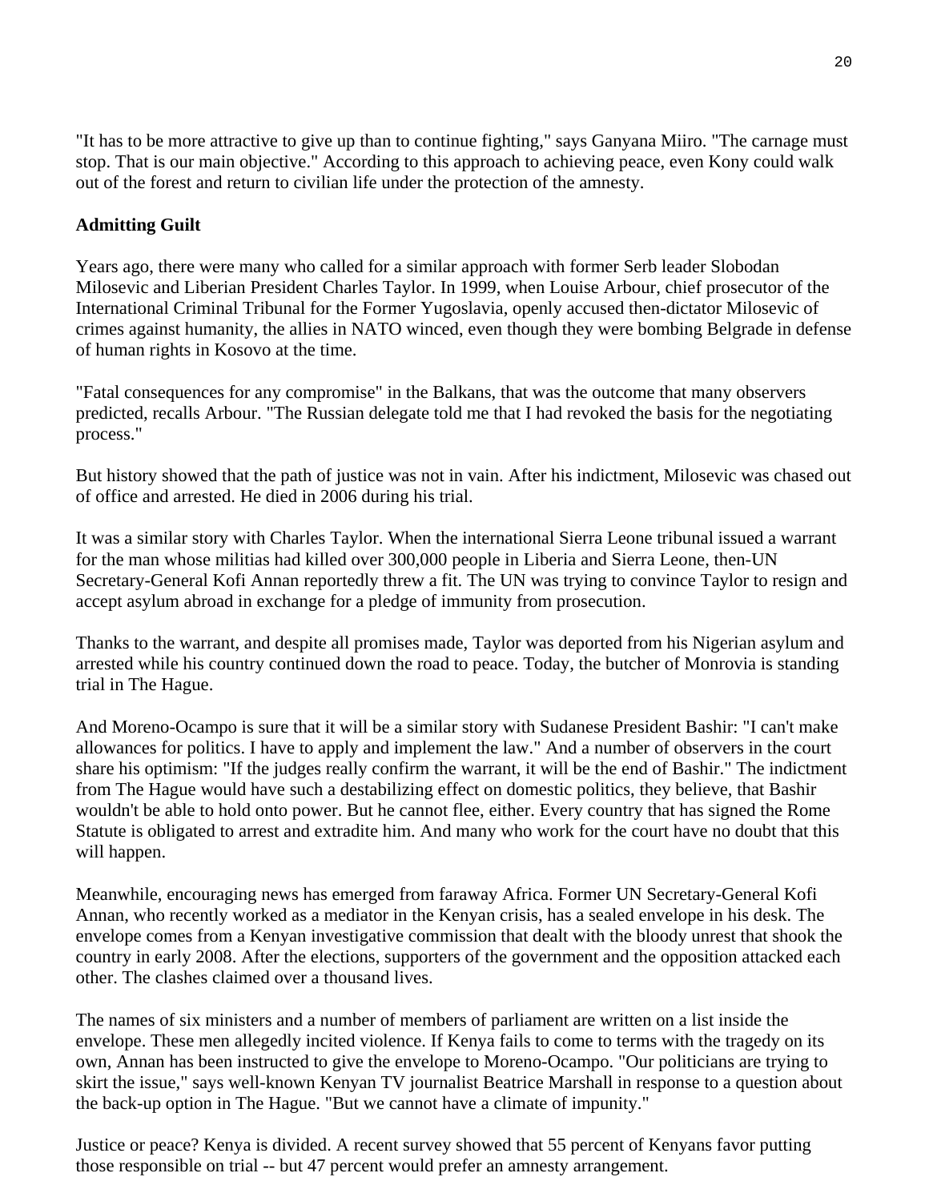"It has to be more attractive to give up than to continue fighting," says Ganyana Miiro. "The carnage must stop. That is our main objective." According to this approach to achieving peace, even Kony could walk out of the forest and return to civilian life under the protection of the amnesty.

**Admitting Guilt**

Years ago, there were many who called for a similar approach with former Serb leader Slobodan Milosevic and Liberian President Charles Taylor. In 1999, when Louise Arbour, chief prosecutor of the International Criminal Tribunal for the Former Yugoslavia, openly accused then-dictator Milosevic of crimes against humanity, the allies in NATO winced, even though they were bombing Belgrade in defense of human rights in Kosovo at the time.

"Fatal consequences for any compromise" in the Balkans, that was the outcome that many observers predicted, recalls Arbour. "The Russian delegate told me that I had revoked the basis for the negotiating process."

But history showed that the path of justice was not in vain. After his indictment, Milosevic was chased out of office and arrested. He died in 2006 during his trial.

It was a similar story with Charles Taylor. When the international Sierra Leone tribunal issued a warrant for the man whose militias had killed over 300,000 people in Liberia and Sierra Leone, then-UN Secretary-General Kofi Annan reportedly threw a fit. The UN was trying to convince Taylor to resign and accept asylum abroad in exchange for a pledge of immunity from prosecution.

Thanks to the warrant, and despite all promises made, Taylor was deported from his Nigerian asylum and arrested while his country continued down the road to peace. Today, the butcher of Monrovia is standing trial in The Hague.

And Moreno-Ocampo is sure that it will be a similar story with Sudanese President Bashir: "I can't make allowances for politics. I have to apply and implement the law." And a number of observers in the court share his optimism: "If the judges really confirm the warrant, it will be the end of Bashir." The indictment from The Hague would have such a destabilizing effect on domestic politics, they believe, that Bashir wouldn't be able to hold onto power. But he cannot flee, either. Every country that has signed the Rome Statute is obligated to arrest and extradite him. And many who work for the court have no doubt that this will happen.

Meanwhile, encouraging news has emerged from faraway Africa. Former UN Secretary-General Kofi Annan, who recently worked as a mediator in the Kenyan crisis, has a sealed envelope in his desk. The envelope comes from a Kenyan investigative commission that dealt with the bloody unrest that shook the country in early 2008. After the elections, supporters of the government and the opposition attacked each other. The clashes claimed over a thousand lives.

The names of six ministers and a number of members of parliament are written on a list inside the envelope. These men allegedly incited violence. If Kenya fails to come to terms with the tragedy on its own, Annan has been instructed to give the envelope to Moreno-Ocampo. "Our politicians are trying to skirt the issue," says well-known Kenyan TV journalist Beatrice Marshall in response to a question about the back-up option in The Hague. "But we cannot have a climate of impunity."

Justice or peace? Kenya is divided. A recent survey showed that 55 percent of Kenyans favor putting those responsible on trial -- but 47 percent would prefer an amnesty arrangement.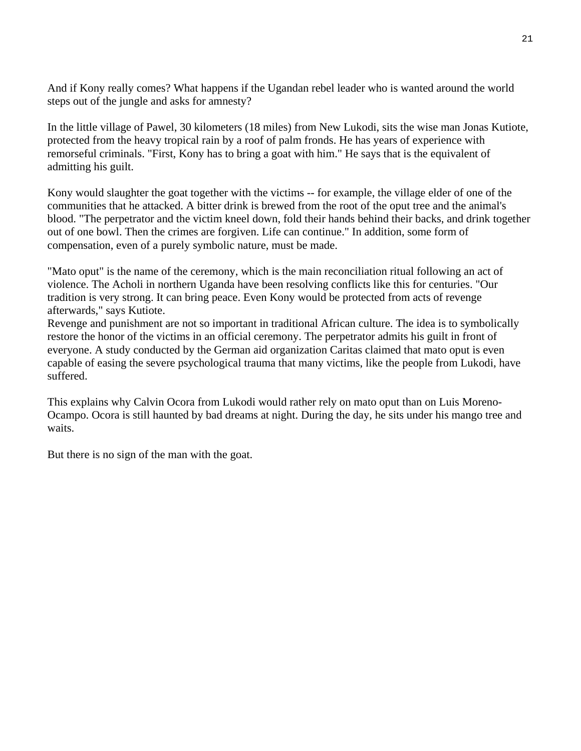And if Kony really comes? What happens if the Ugandan rebel leader who is wanted around the world steps out of the jungle and asks for amnesty?

In the little village of Pawel, 30 kilometers (18 miles) from New Lukodi, sits the wise man Jonas Kutiote, protected from the heavy tropical rain by a roof of palm fronds. He has years of experience with remorseful criminals. "First, Kony has to bring a goat with him." He says that is the equivalent of admitting his guilt.

Kony would slaughter the goat together with the victims -- for example, the village elder of one of the communities that he attacked. A bitter drink is brewed from the root of the oput tree and the animal's blood. "The perpetrator and the victim kneel down, fold their hands behind their backs, and drink together out of one bowl. Then the crimes are forgiven. Life can continue." In addition, some form of compensation, even of a purely symbolic nature, must be made.

"Mato oput" is the name of the ceremony, which is the main reconciliation ritual following an act of violence. The Acholi in northern Uganda have been resolving conflicts like this for centuries. "Our tradition is very strong. It can bring peace. Even Kony would be protected from acts of revenge afterwards," says Kutiote.

Revenge and punishment are not so important in traditional African culture. The idea is to symbolically restore the honor of the victims in an official ceremony. The perpetrator admits his guilt in front of everyone. A study conducted by the German aid organization Caritas claimed that mato oput is even capable of easing the severe psychological trauma that many victims, like the people from Lukodi, have suffered.

This explains why Calvin Ocora from Lukodi would rather rely on mato oput than on Luis Moreno-Ocampo. Ocora is still haunted by bad dreams at night. During the day, he sits under his mango tree and waits.

But there is no sign of the man with the goat.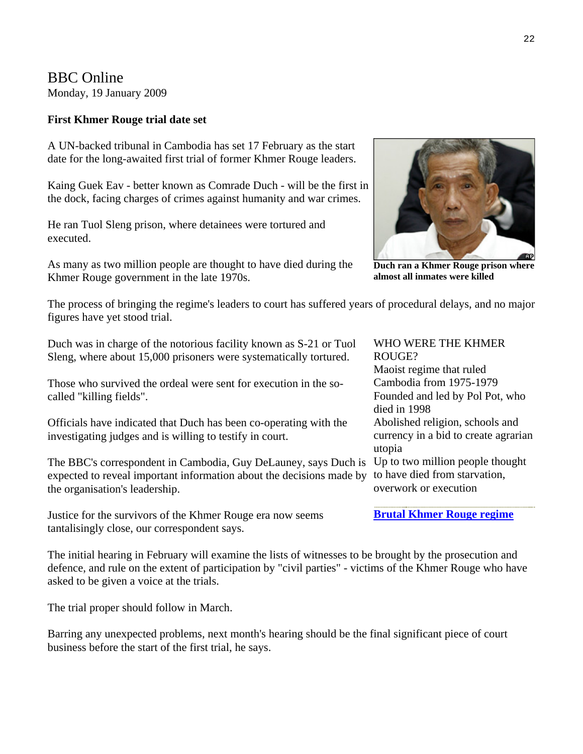BBC Online
Monday, 19 January 2009

**First Khmer Rouge trial date set**

A UN-backed tribunal in Cambodia has set 17 February as the start date for the long-awaited first trial of former Khmer Rouge leaders.

Kaing Guek Eav - better known as Comrade Duch - will be the first in the dock, facing charges of crimes against humanity and war crimes.

He ran Tuol Sleng prison, where detainees were tortured and executed.

As many as two million people are thought to have died during the Khmer Rouge government in the late 1970s.

**Duch ran a Khmer Rouge prison where almost all inmates were killed**

The process of bringing the regime's leaders to court has suffered years of procedural delays, and no major figures have yet stood trial.

Duch was in charge of the notorious facility known as S-21 or Tuol Sleng, where about 15,000 prisoners were systematically tortured.

Those who survived the ordeal were sent for execution in the so-called "killing fields".

Officials have indicated that Duch has been co-operating with the investigating judges and is willing to testify in court.

The BBC's correspondent in Cambodia, Guy DeLauney, says Duch is expected to reveal important information about the decisions made by the organisation's leadership.

Justice for the survivors of the Khmer Rouge era now seems tantalisingly close, our correspondent says.

WHO WERE THE KHMER ROUGE?

Maoist regime that ruled Cambodia from 1975-1979

Founded and led by Pol Pot, who died in 1998

Abolished religion, schools and currency in a bid to create agrarian utopia

Up to two million people thought to have died from starvation, overwork or execution

**Brutal Khmer Rouge regime**

The initial hearing in February will examine the lists of witnesses to be brought by the prosecution and defence, and rule on the extent of participation by "civil parties" - victims of the Khmer Rouge who have asked to be given a voice at the trials.

The trial proper should follow in March.

Barring any unexpected problems, next month's hearing should be the final significant piece of court business before the start of the first trial, he says.